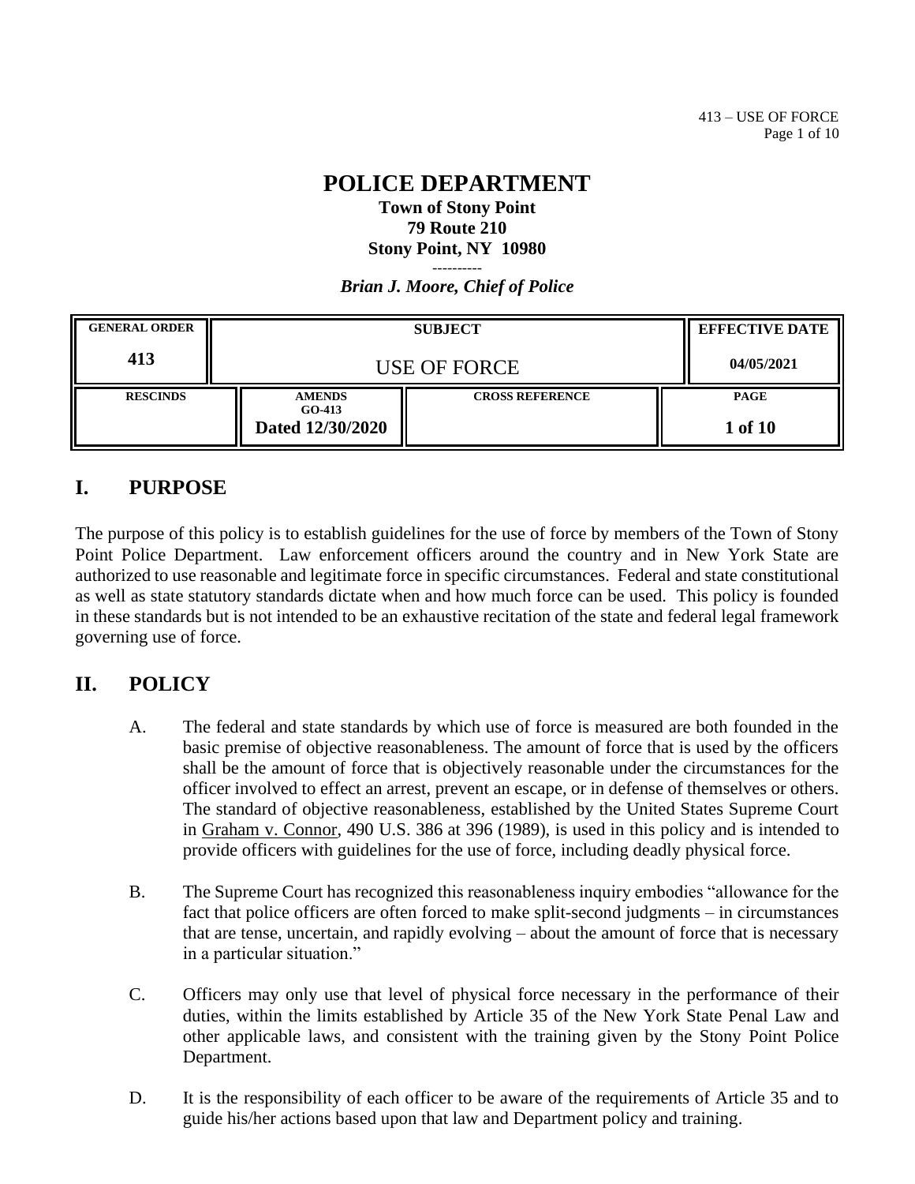# POLICE DEPARTMENT

**Town of Stony Point**
**79 Route 210**
**Stony Point, NY 10980**

----------

***Brian J. Moore, Chief of Police***

| GENERAL ORDER | SUBJECT | | EFFECTIVE DATE |
|---|---|---|---|
| **413** | USE OF FORCE | | **04/05/2021** |
| **RESCINDS** | **AMENDS** GO-413 **Dated 12/30/2020** | **CROSS REFERENCE** | **PAGE** **1 of 10** |

## I. PURPOSE

The purpose of this policy is to establish guidelines for the use of force by members of the Town of Stony Point Police Department. Law enforcement officers around the country and in New York State are authorized to use reasonable and legitimate force in specific circumstances. Federal and state constitutional as well as state statutory standards dictate when and how much force can be used. This policy is founded in these standards but is not intended to be an exhaustive recitation of the state and federal legal framework governing use of force.

## II. POLICY

A. The federal and state standards by which use of force is measured are both founded in the basic premise of objective reasonableness. The amount of force that is used by the officers shall be the amount of force that is objectively reasonable under the circumstances for the officer involved to effect an arrest, prevent an escape, or in defense of themselves or others. The standard of objective reasonableness, established by the United States Supreme Court in Graham v. Connor, 490 U.S. 386 at 396 (1989), is used in this policy and is intended to provide officers with guidelines for the use of force, including deadly physical force.

B. The Supreme Court has recognized this reasonableness inquiry embodies "allowance for the fact that police officers are often forced to make split-second judgments – in circumstances that are tense, uncertain, and rapidly evolving – about the amount of force that is necessary in a particular situation."

C. Officers may only use that level of physical force necessary in the performance of their duties, within the limits established by Article 35 of the New York State Penal Law and other applicable laws, and consistent with the training given by the Stony Point Police Department.

D. It is the responsibility of each officer to be aware of the requirements of Article 35 and to guide his/her actions based upon that law and Department policy and training.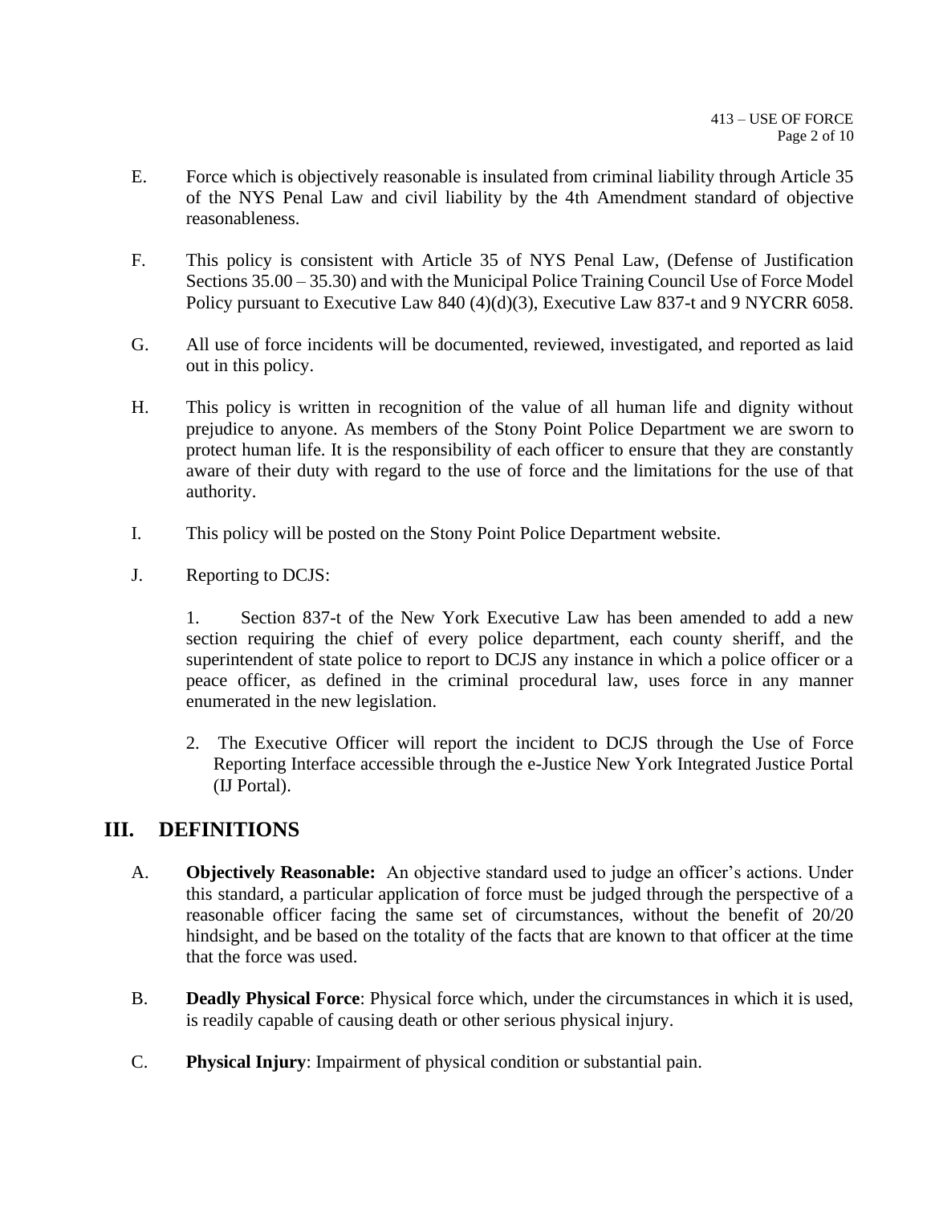E. Force which is objectively reasonable is insulated from criminal liability through Article 35 of the NYS Penal Law and civil liability by the 4th Amendment standard of objective reasonableness.

F. This policy is consistent with Article 35 of NYS Penal Law, (Defense of Justification Sections 35.00 – 35.30) and with the Municipal Police Training Council Use of Force Model Policy pursuant to Executive Law 840 (4)(d)(3), Executive Law 837-t and 9 NYCRR 6058.

G. All use of force incidents will be documented, reviewed, investigated, and reported as laid out in this policy.

H. This policy is written in recognition of the value of all human life and dignity without prejudice to anyone. As members of the Stony Point Police Department we are sworn to protect human life. It is the responsibility of each officer to ensure that they are constantly aware of their duty with regard to the use of force and the limitations for the use of that authority.

I. This policy will be posted on the Stony Point Police Department website.

J. Reporting to DCJS:

1. Section 837-t of the New York Executive Law has been amended to add a new section requiring the chief of every police department, each county sheriff, and the superintendent of state police to report to DCJS any instance in which a police officer or a peace officer, as defined in the criminal procedural law, uses force in any manner enumerated in the new legislation.

2. The Executive Officer will report the incident to DCJS through the Use of Force Reporting Interface accessible through the e-Justice New York Integrated Justice Portal (IJ Portal).

## III. DEFINITIONS

A. **Objectively Reasonable:** An objective standard used to judge an officer's actions. Under this standard, a particular application of force must be judged through the perspective of a reasonable officer facing the same set of circumstances, without the benefit of 20/20 hindsight, and be based on the totality of the facts that are known to that officer at the time that the force was used.

B. **Deadly Physical Force**: Physical force which, under the circumstances in which it is used, is readily capable of causing death or other serious physical injury.

C. **Physical Injury**: Impairment of physical condition or substantial pain.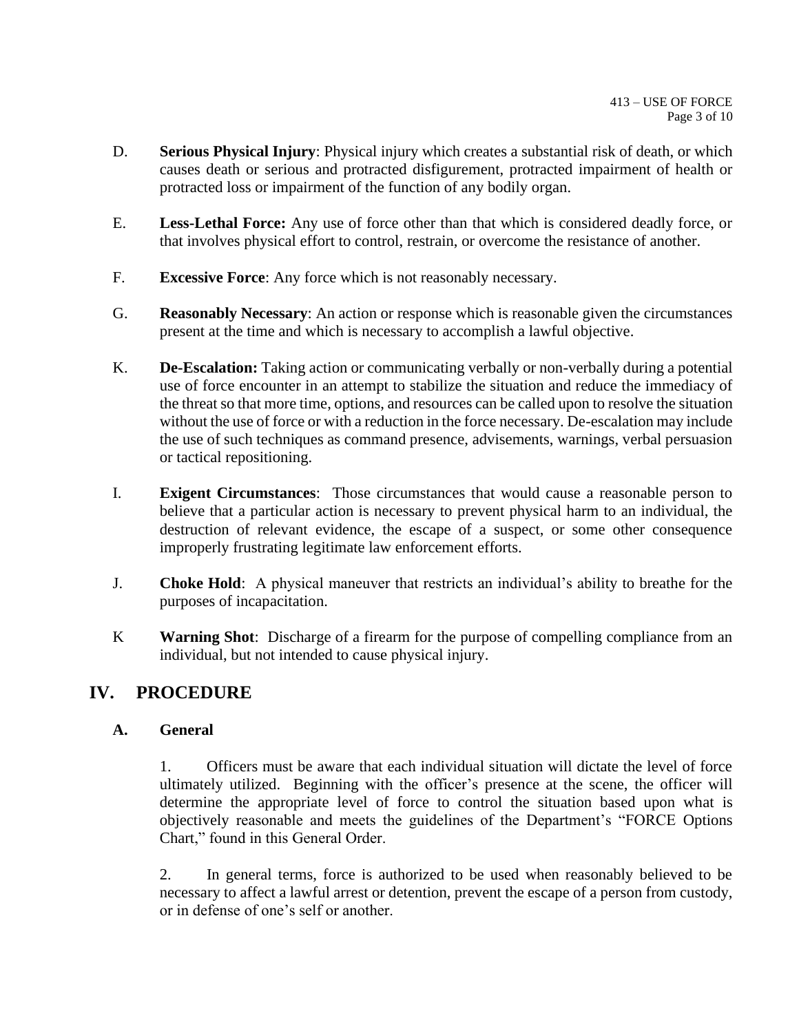D. **Serious Physical Injury**: Physical injury which creates a substantial risk of death, or which causes death or serious and protracted disfigurement, protracted impairment of health or protracted loss or impairment of the function of any bodily organ.

E. **Less-Lethal Force:** Any use of force other than that which is considered deadly force, or that involves physical effort to control, restrain, or overcome the resistance of another.

F. **Excessive Force**: Any force which is not reasonably necessary.

G. **Reasonably Necessary**: An action or response which is reasonable given the circumstances present at the time and which is necessary to accomplish a lawful objective.

K. **De-Escalation:** Taking action or communicating verbally or non-verbally during a potential use of force encounter in an attempt to stabilize the situation and reduce the immediacy of the threat so that more time, options, and resources can be called upon to resolve the situation without the use of force or with a reduction in the force necessary. De-escalation may include the use of such techniques as command presence, advisements, warnings, verbal persuasion or tactical repositioning.

I. **Exigent Circumstances**: Those circumstances that would cause a reasonable person to believe that a particular action is necessary to prevent physical harm to an individual, the destruction of relevant evidence, the escape of a suspect, or some other consequence improperly frustrating legitimate law enforcement efforts.

J. **Choke Hold**: A physical maneuver that restricts an individual's ability to breathe for the purposes of incapacitation.

K **Warning Shot**: Discharge of a firearm for the purpose of compelling compliance from an individual, but not intended to cause physical injury.

## IV. PROCEDURE

### A. General

1. Officers must be aware that each individual situation will dictate the level of force ultimately utilized. Beginning with the officer's presence at the scene, the officer will determine the appropriate level of force to control the situation based upon what is objectively reasonable and meets the guidelines of the Department's "FORCE Options Chart," found in this General Order.

2. In general terms, force is authorized to be used when reasonably believed to be necessary to affect a lawful arrest or detention, prevent the escape of a person from custody, or in defense of one's self or another.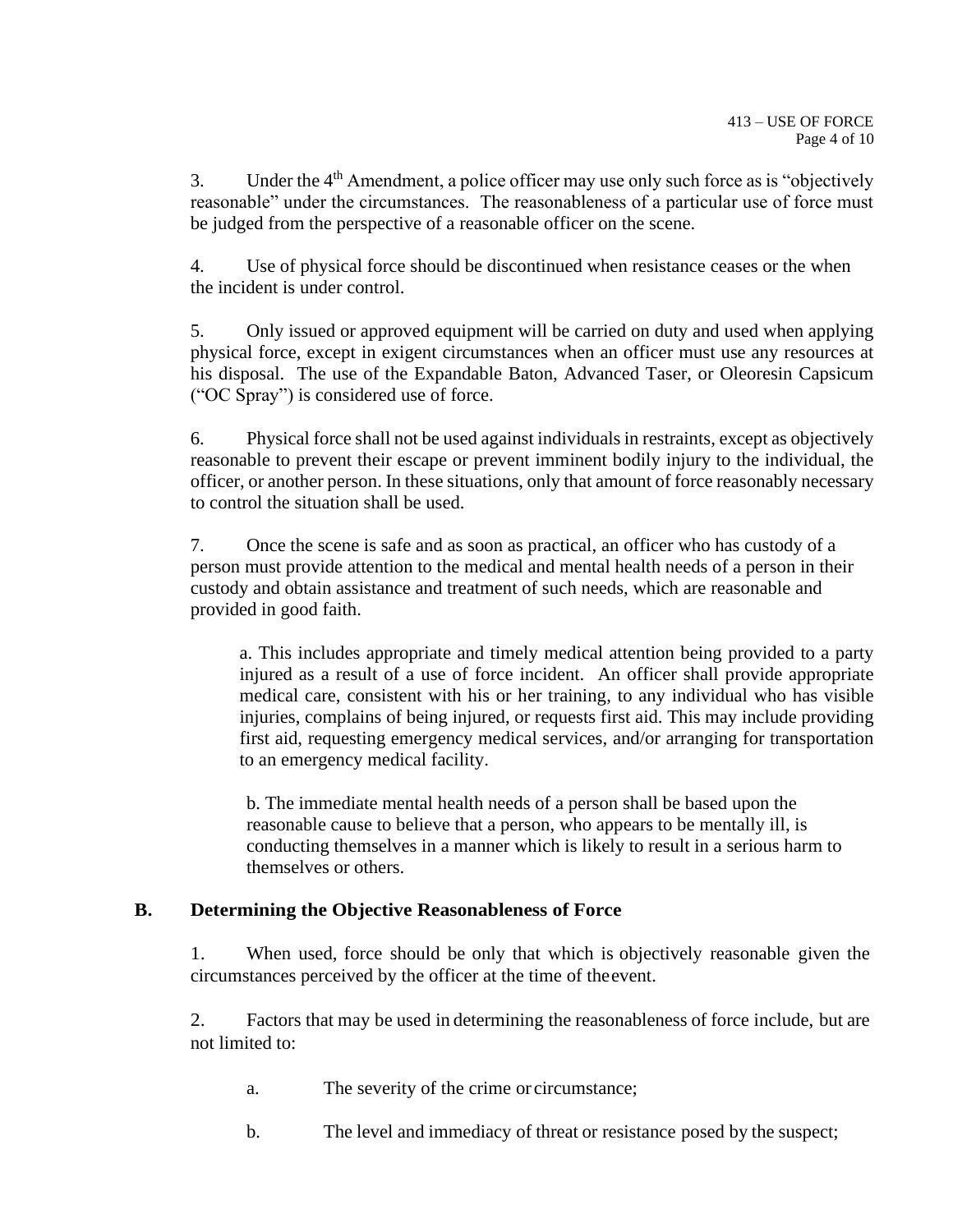3. Under the 4th Amendment, a police officer may use only such force as is "objectively reasonable" under the circumstances. The reasonableness of a particular use of force must be judged from the perspective of a reasonable officer on the scene.

4. Use of physical force should be discontinued when resistance ceases or the when the incident is under control.

5. Only issued or approved equipment will be carried on duty and used when applying physical force, except in exigent circumstances when an officer must use any resources at his disposal. The use of the Expandable Baton, Advanced Taser, or Oleoresin Capsicum ("OC Spray") is considered use of force.

6. Physical force shall not be used against individuals in restraints, except as objectively reasonable to prevent their escape or prevent imminent bodily injury to the individual, the officer, or another person. In these situations, only that amount of force reasonably necessary to control the situation shall be used.

7. Once the scene is safe and as soon as practical, an officer who has custody of a person must provide attention to the medical and mental health needs of a person in their custody and obtain assistance and treatment of such needs, which are reasonable and provided in good faith.

   a. This includes appropriate and timely medical attention being provided to a party injured as a result of a use of force incident. An officer shall provide appropriate medical care, consistent with his or her training, to any individual who has visible injuries, complains of being injured, or requests first aid. This may include providing first aid, requesting emergency medical services, and/or arranging for transportation to an emergency medical facility.

   b. The immediate mental health needs of a person shall be based upon the reasonable cause to believe that a person, who appears to be mentally ill, is conducting themselves in a manner which is likely to result in a serious harm to themselves or others.

## B. Determining the Objective Reasonableness of Force

1. When used, force should be only that which is objectively reasonable given the circumstances perceived by the officer at the time of the event.

2. Factors that may be used in determining the reasonableness of force include, but are not limited to:

   a. The severity of the crime or circumstance;

   b. The level and immediacy of threat or resistance posed by the suspect;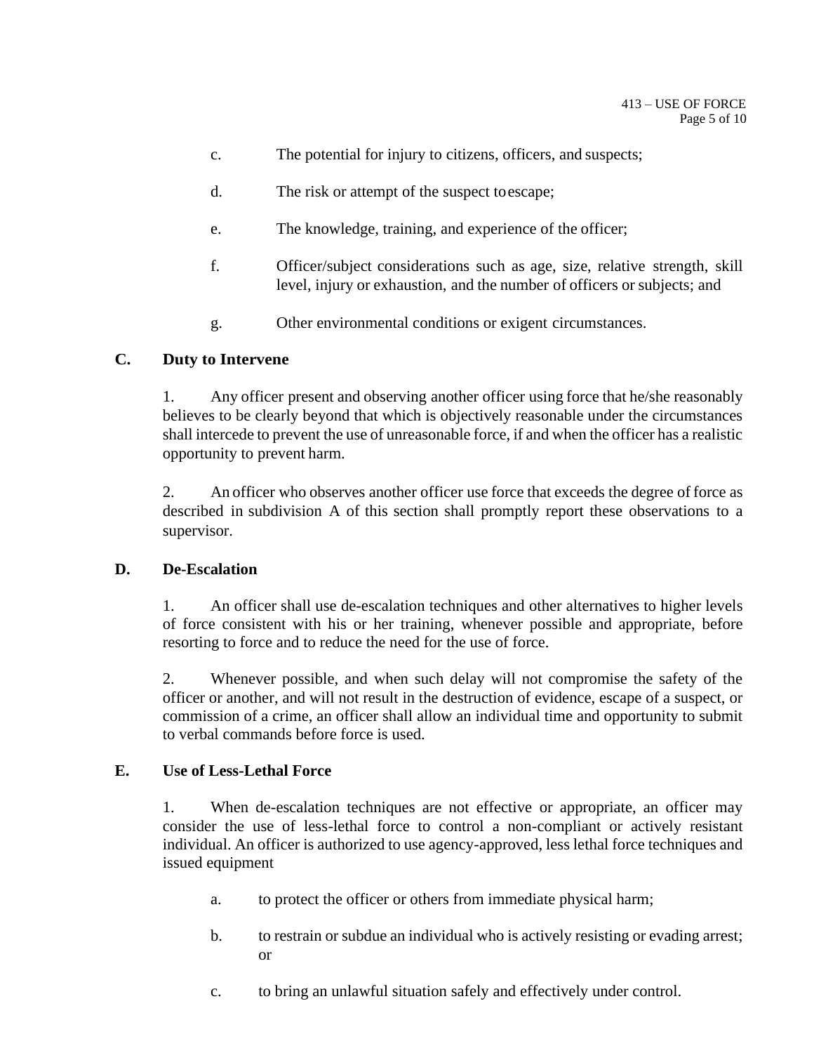c. The potential for injury to citizens, officers, and suspects;

d. The risk or attempt of the suspect to escape;

e. The knowledge, training, and experience of the officer;

f. Officer/subject considerations such as age, size, relative strength, skill level, injury or exhaustion, and the number of officers or subjects; and

g. Other environmental conditions or exigent circumstances.

## C. Duty to Intervene

1. Any officer present and observing another officer using force that he/she reasonably believes to be clearly beyond that which is objectively reasonable under the circumstances shall intercede to prevent the use of unreasonable force, if and when the officer has a realistic opportunity to prevent harm.

2. An officer who observes another officer use force that exceeds the degree of force as described in subdivision A of this section shall promptly report these observations to a supervisor.

## D. De-Escalation

1. An officer shall use de-escalation techniques and other alternatives to higher levels of force consistent with his or her training, whenever possible and appropriate, before resorting to force and to reduce the need for the use of force.

2. Whenever possible, and when such delay will not compromise the safety of the officer or another, and will not result in the destruction of evidence, escape of a suspect, or commission of a crime, an officer shall allow an individual time and opportunity to submit to verbal commands before force is used.

## E. Use of Less-Lethal Force

1. When de-escalation techniques are not effective or appropriate, an officer may consider the use of less-lethal force to control a non-compliant or actively resistant individual. An officer is authorized to use agency-approved, less lethal force techniques and issued equipment

a. to protect the officer or others from immediate physical harm;

b. to restrain or subdue an individual who is actively resisting or evading arrest; or

c. to bring an unlawful situation safely and effectively under control.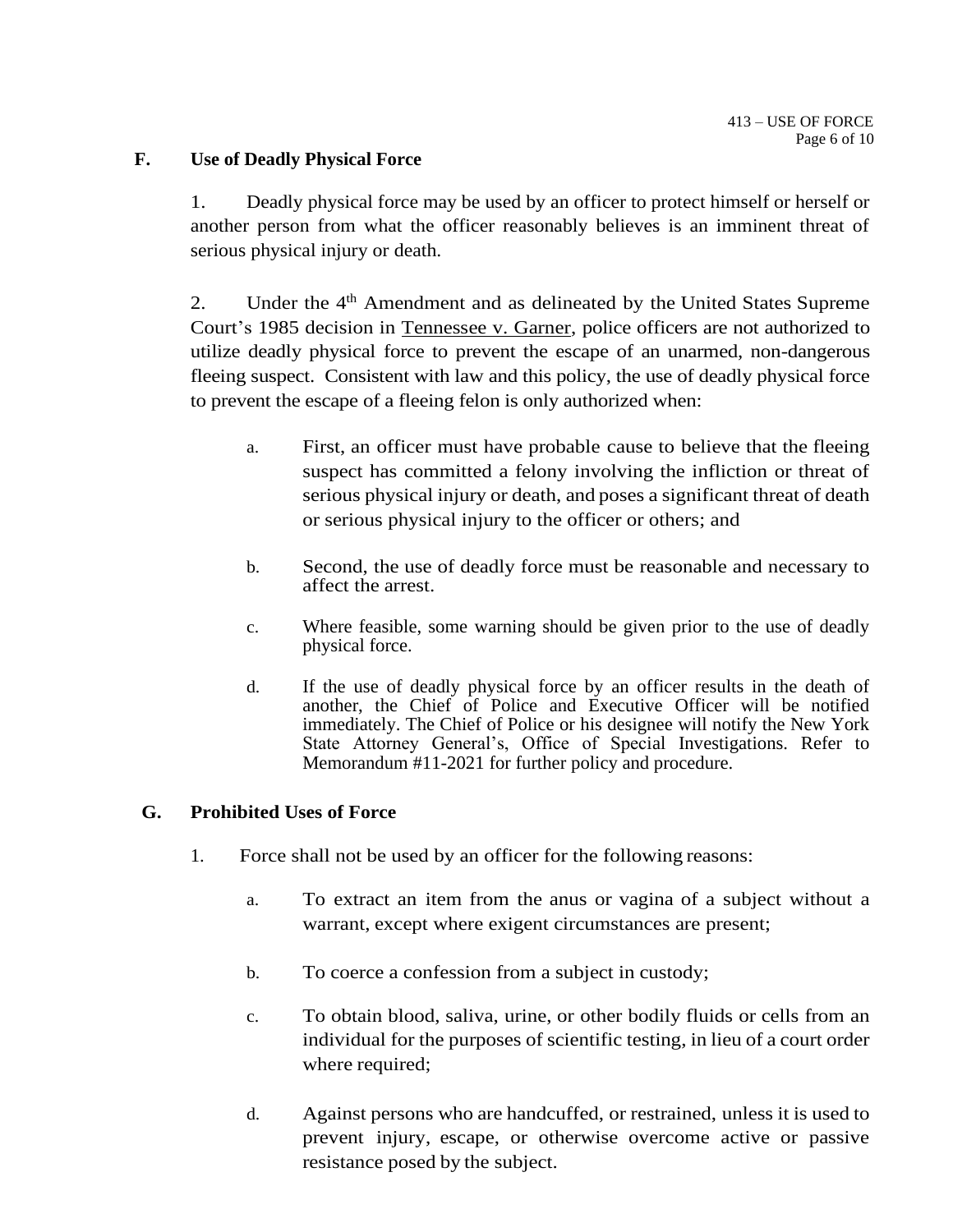## F. Use of Deadly Physical Force

1. Deadly physical force may be used by an officer to protect himself or herself or another person from what the officer reasonably believes is an imminent threat of serious physical injury or death.

2. Under the 4th Amendment and as delineated by the United States Supreme Court's 1985 decision in Tennessee v. Garner, police officers are not authorized to utilize deadly physical force to prevent the escape of an unarmed, non-dangerous fleeing suspect. Consistent with law and this policy, the use of deadly physical force to prevent the escape of a fleeing felon is only authorized when:

   a. First, an officer must have probable cause to believe that the fleeing suspect has committed a felony involving the infliction or threat of serious physical injury or death, and poses a significant threat of death or serious physical injury to the officer or others; and

   b. Second, the use of deadly force must be reasonable and necessary to affect the arrest.

   c. Where feasible, some warning should be given prior to the use of deadly physical force.

   d. If the use of deadly physical force by an officer results in the death of another, the Chief of Police and Executive Officer will be notified immediately. The Chief of Police or his designee will notify the New York State Attorney General's, Office of Special Investigations. Refer to Memorandum #11-2021 for further policy and procedure.

## G. Prohibited Uses of Force

1. Force shall not be used by an officer for the following reasons:

   a. To extract an item from the anus or vagina of a subject without a warrant, except where exigent circumstances are present;

   b. To coerce a confession from a subject in custody;

   c. To obtain blood, saliva, urine, or other bodily fluids or cells from an individual for the purposes of scientific testing, in lieu of a court order where required;

   d. Against persons who are handcuffed, or restrained, unless it is used to prevent injury, escape, or otherwise overcome active or passive resistance posed by the subject.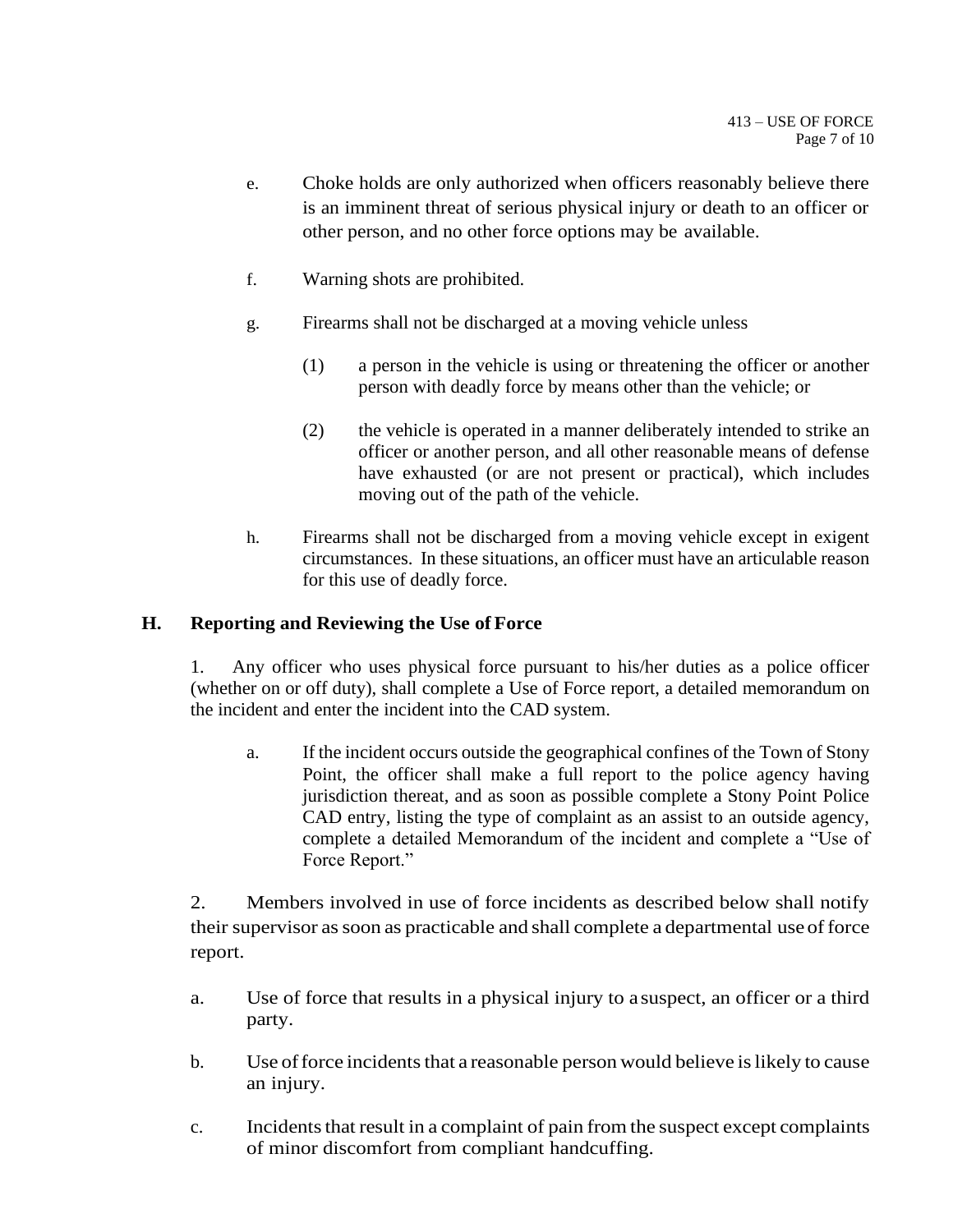e. Choke holds are only authorized when officers reasonably believe there is an imminent threat of serious physical injury or death to an officer or other person, and no other force options may be available.

f. Warning shots are prohibited.

g. Firearms shall not be discharged at a moving vehicle unless

  (1) a person in the vehicle is using or threatening the officer or another person with deadly force by means other than the vehicle; or

  (2) the vehicle is operated in a manner deliberately intended to strike an officer or another person, and all other reasonable means of defense have exhausted (or are not present or practical), which includes moving out of the path of the vehicle.

h. Firearms shall not be discharged from a moving vehicle except in exigent circumstances. In these situations, an officer must have an articulable reason for this use of deadly force.

## H. Reporting and Reviewing the Use of Force

1. Any officer who uses physical force pursuant to his/her duties as a police officer (whether on or off duty), shall complete a Use of Force report, a detailed memorandum on the incident and enter the incident into the CAD system.

  a. If the incident occurs outside the geographical confines of the Town of Stony Point, the officer shall make a full report to the police agency having jurisdiction thereat, and as soon as possible complete a Stony Point Police CAD entry, listing the type of complaint as an assist to an outside agency, complete a detailed Memorandum of the incident and complete a "Use of Force Report."

2. Members involved in use of force incidents as described below shall notify their supervisor as soon as practicable and shall complete a departmental use of force report.

a. Use of force that results in a physical injury to a suspect, an officer or a third party.

b. Use of force incidents that a reasonable person would believe is likely to cause an injury.

c. Incidents that result in a complaint of pain from the suspect except complaints of minor discomfort from compliant handcuffing.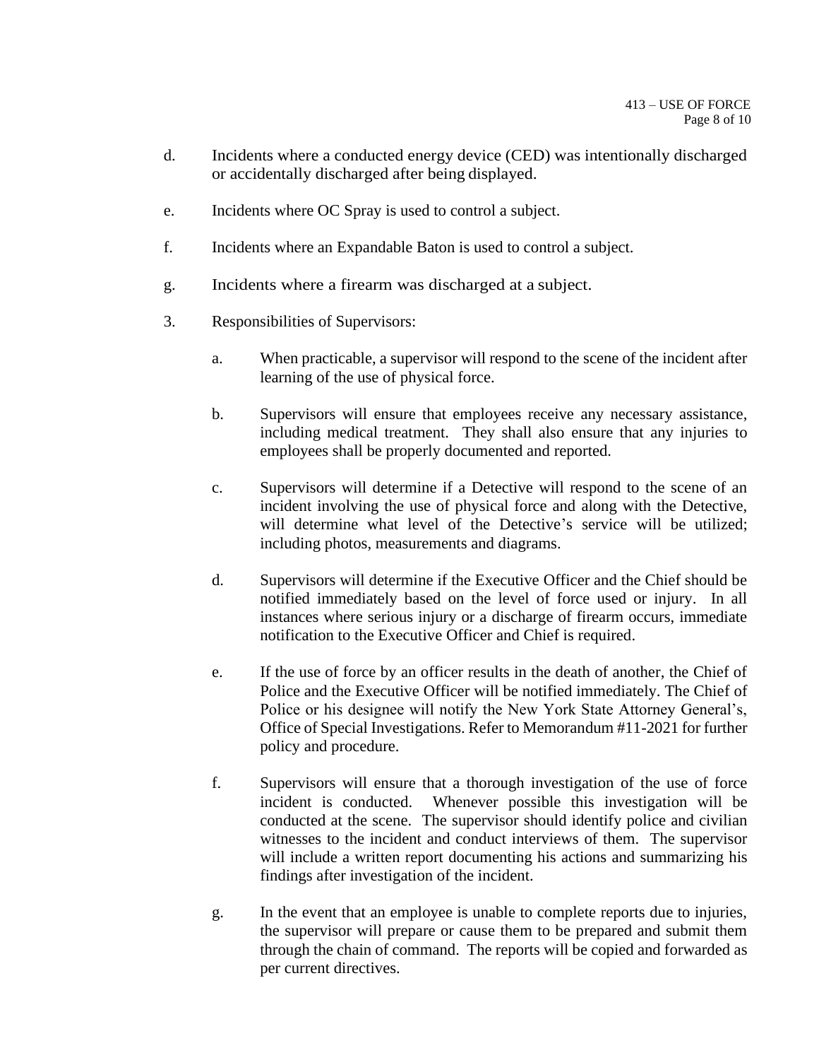d. Incidents where a conducted energy device (CED) was intentionally discharged or accidentally discharged after being displayed.

e. Incidents where OC Spray is used to control a subject.

f. Incidents where an Expandable Baton is used to control a subject.

g. Incidents where a firearm was discharged at a subject.

3. Responsibilities of Supervisors:

   a. When practicable, a supervisor will respond to the scene of the incident after learning of the use of physical force.

   b. Supervisors will ensure that employees receive any necessary assistance, including medical treatment. They shall also ensure that any injuries to employees shall be properly documented and reported.

   c. Supervisors will determine if a Detective will respond to the scene of an incident involving the use of physical force and along with the Detective, will determine what level of the Detective's service will be utilized; including photos, measurements and diagrams.

   d. Supervisors will determine if the Executive Officer and the Chief should be notified immediately based on the level of force used or injury. In all instances where serious injury or a discharge of firearm occurs, immediate notification to the Executive Officer and Chief is required.

   e. If the use of force by an officer results in the death of another, the Chief of Police and the Executive Officer will be notified immediately. The Chief of Police or his designee will notify the New York State Attorney General's, Office of Special Investigations. Refer to Memorandum #11-2021 for further policy and procedure.

   f. Supervisors will ensure that a thorough investigation of the use of force incident is conducted. Whenever possible this investigation will be conducted at the scene. The supervisor should identify police and civilian witnesses to the incident and conduct interviews of them. The supervisor will include a written report documenting his actions and summarizing his findings after investigation of the incident.

   g. In the event that an employee is unable to complete reports due to injuries, the supervisor will prepare or cause them to be prepared and submit them through the chain of command. The reports will be copied and forwarded as per current directives.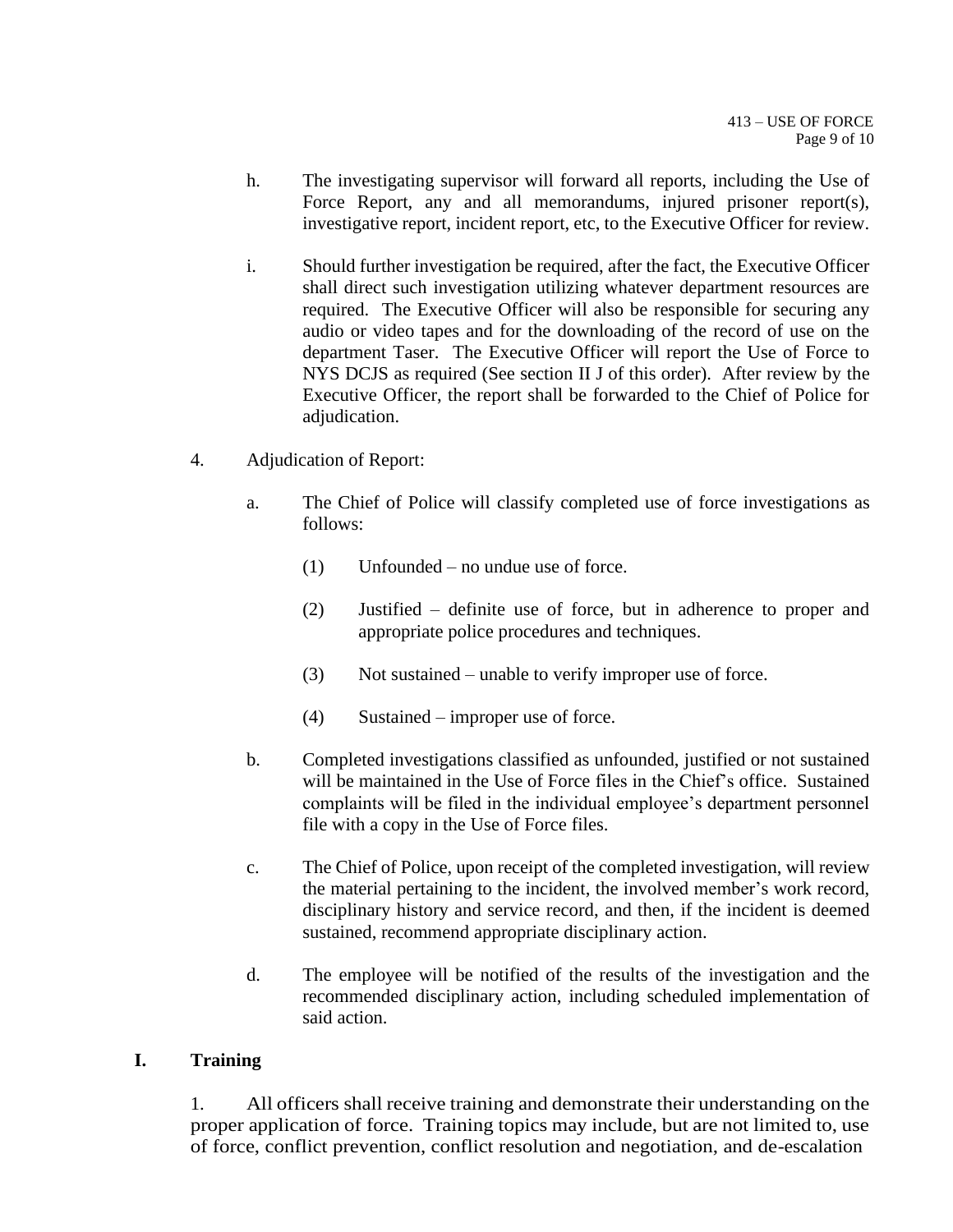h. The investigating supervisor will forward all reports, including the Use of Force Report, any and all memorandums, injured prisoner report(s), investigative report, incident report, etc, to the Executive Officer for review.

i. Should further investigation be required, after the fact, the Executive Officer shall direct such investigation utilizing whatever department resources are required. The Executive Officer will also be responsible for securing any audio or video tapes and for the downloading of the record of use on the department Taser. The Executive Officer will report the Use of Force to NYS DCJS as required (See section II J of this order). After review by the Executive Officer, the report shall be forwarded to the Chief of Police for adjudication.

4. Adjudication of Report:

a. The Chief of Police will classify completed use of force investigations as follows:

(1) Unfounded – no undue use of force.

(2) Justified – definite use of force, but in adherence to proper and appropriate police procedures and techniques.

(3) Not sustained – unable to verify improper use of force.

(4) Sustained – improper use of force.

b. Completed investigations classified as unfounded, justified or not sustained will be maintained in the Use of Force files in the Chief's office. Sustained complaints will be filed in the individual employee's department personnel file with a copy in the Use of Force files.

c. The Chief of Police, upon receipt of the completed investigation, will review the material pertaining to the incident, the involved member's work record, disciplinary history and service record, and then, if the incident is deemed sustained, recommend appropriate disciplinary action.

d. The employee will be notified of the results of the investigation and the recommended disciplinary action, including scheduled implementation of said action.

## I. Training

1. All officers shall receive training and demonstrate their understanding on the proper application of force. Training topics may include, but are not limited to, use of force, conflict prevention, conflict resolution and negotiation, and de-escalation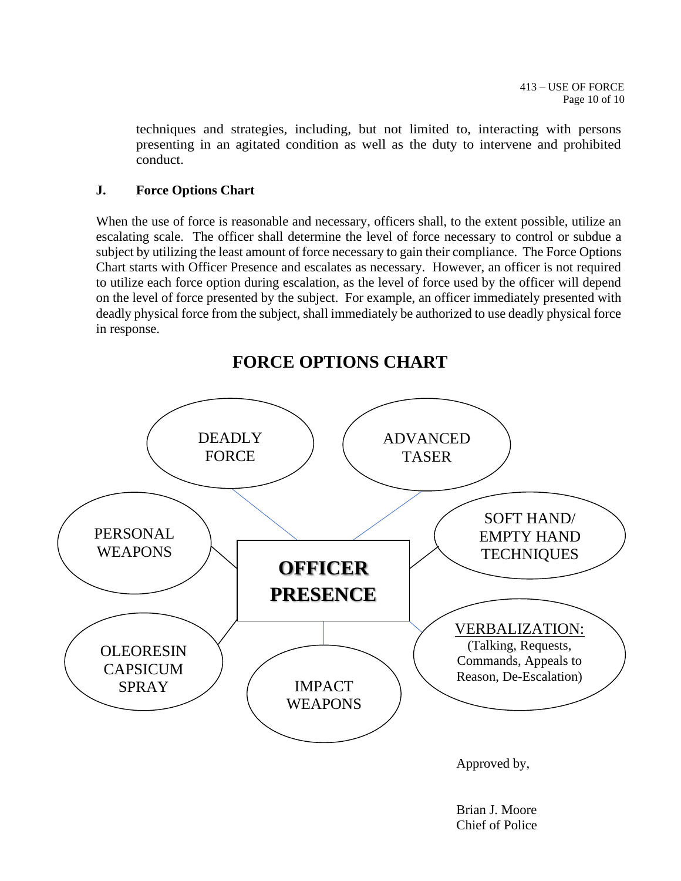techniques and strategies, including, but not limited to, interacting with persons presenting in an agitated condition as well as the duty to intervene and prohibited conduct.

**J. Force Options Chart**

When the use of force is reasonable and necessary, officers shall, to the extent possible, utilize an escalating scale. The officer shall determine the level of force necessary to control or subdue a subject by utilizing the least amount of force necessary to gain their compliance. The Force Options Chart starts with Officer Presence and escalates as necessary. However, an officer is not required to utilize each force option during escalation, as the level of force used by the officer will depend on the level of force presented by the subject. For example, an officer immediately presented with deadly physical force from the subject, shall immediately be authorized to use deadly physical force in response.

## FORCE OPTIONS CHART

DEADLY FORCE

ADVANCED TASER

PERSONAL WEAPONS

SOFT HAND/ EMPTY HAND TECHNIQUES

**OFFICER PRESENCE**

VERBALIZATION: (Talking, Requests, Commands, Appeals to Reason, De-Escalation)

OLEORESIN CAPSICUM SPRAY

IMPACT WEAPONS

Approved by,

Brian J. Moore
Chief of Police